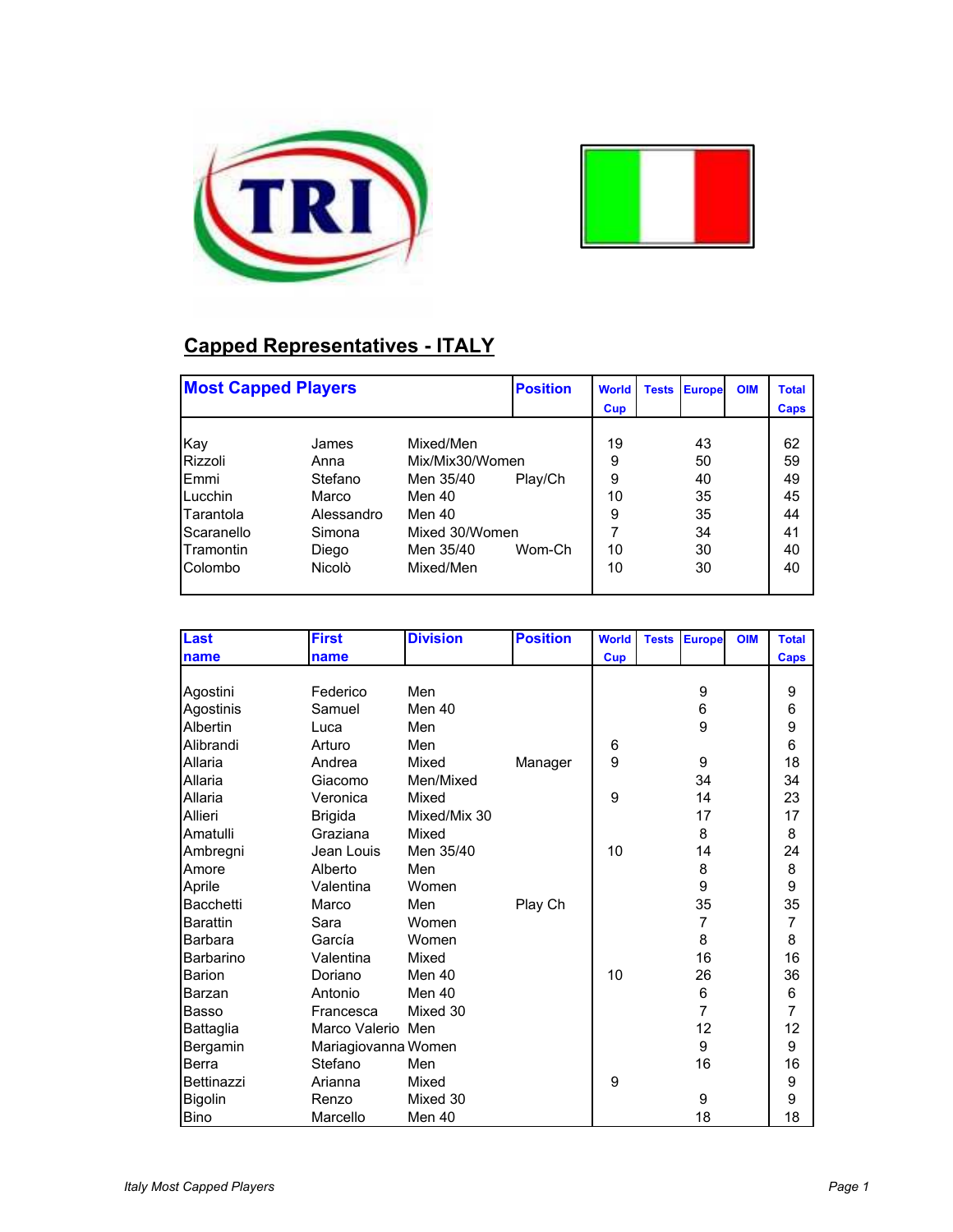## Capped Representatives - ITALY

| Most Capped Players | | | Position | World Cup | Tests | Europe | OIM | Total Caps |
|---|---|---|---|---|---|---|---|---|
| Kay | James | Mixed/Men | | 19 | | 43 | | 62 |
| Rizzoli | Anna | Mix/Mix30/Women | | 9 | | 50 | | 59 |
| Emmi | Stefano | Men 35/40 | Play/Ch | 9 | | 40 | | 49 |
| Lucchin | Marco | Men 40 | | 10 | | 35 | | 45 |
| Tarantola | Alessandro | Men 40 | | 9 | | 35 | | 44 |
| Scaranello | Simona | Mixed 30/Women | | 7 | | 34 | | 41 |
| Tramontin | Diego | Men 35/40 | Wom-Ch | 10 | | 30 | | 40 |
| Colombo | Nicolò | Mixed/Men | | 10 | | 30 | | 40 |

| Last name | First name | Division | Position | World Cup | Tests | Europe | OIM | Total Caps |
|---|---|---|---|---|---|---|---|---|
| Agostini | Federico | Men | | | | 9 | | 9 |
| Agostinis | Samuel | Men 40 | | | | 6 | | 6 |
| Albertin | Luca | Men | | | | 9 | | 9 |
| Alibrandi | Arturo | Men | | 6 | | | | 6 |
| Allaria | Andrea | Mixed | Manager | 9 | | 9 | | 18 |
| Allaria | Giacomo | Men/Mixed | | | | 34 | | 34 |
| Allaria | Veronica | Mixed | | 9 | | 14 | | 23 |
| Allieri | Brigida | Mixed/Mix 30 | | | | 17 | | 17 |
| Amatulli | Graziana | Mixed | | | | 8 | | 8 |
| Ambregni | Jean Louis | Men 35/40 | | 10 | | 14 | | 24 |
| Amore | Alberto | Men | | | | 8 | | 8 |
| Aprile | Valentina | Women | | | | 9 | | 9 |
| Bacchetti | Marco | Men | Play Ch | | | 35 | | 35 |
| Barattin | Sara | Women | | | | 7 | | 7 |
| Barbara | García | Women | | | | 8 | | 8 |
| Barbarino | Valentina | Mixed | | | | 16 | | 16 |
| Barion | Doriano | Men 40 | | 10 | | 26 | | 36 |
| Barzan | Antonio | Men 40 | | | | 6 | | 6 |
| Basso | Francesca | Mixed 30 | | | | 7 | | 7 |
| Battaglia | Marco Valerio | Men | | | | 12 | | 12 |
| Bergamin | Mariagiovanna | Women | | | | 9 | | 9 |
| Berra | Stefano | Men | | | | 16 | | 16 |
| Bettinazzi | Arianna | Mixed | | 9 | | | | 9 |
| Bigolin | Renzo | Mixed 30 | | | | 9 | | 9 |
| Bino | Marcello | Men 40 | | | | 18 | | 18 |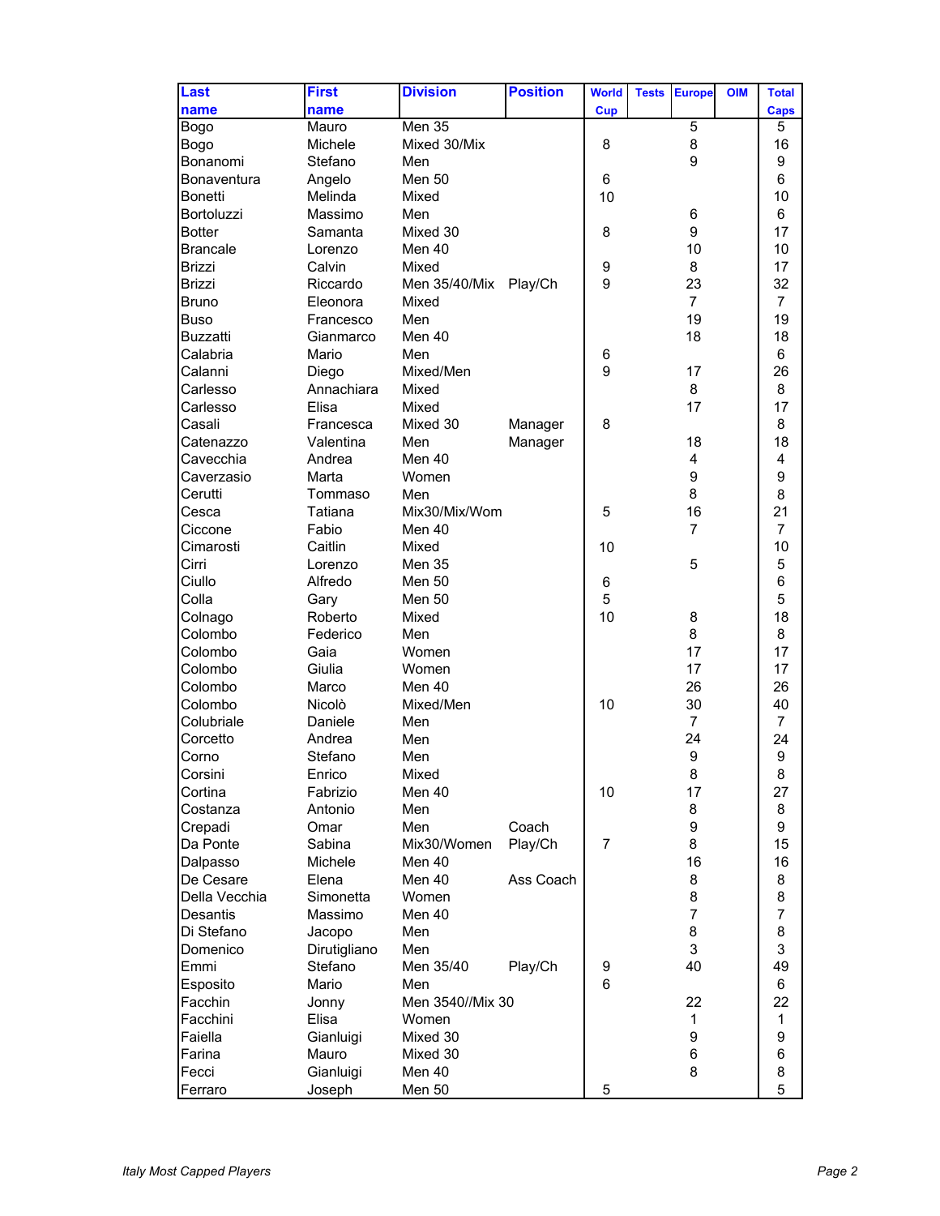| Last name | First name | Division | Position | World Cup | Tests | Europe | OIM | Total Caps |
|---|---|---|---|---|---|---|---|---|
| Bogo | Mauro | Men 35 | | | | 5 | | 5 |
| Bogo | Michele | Mixed 30/Mix | | 8 | | 8 | | 16 |
| Bonanomi | Stefano | Men | | | | 9 | | 9 |
| Bonaventura | Angelo | Men 50 | | 6 | | | | 6 |
| Bonetti | Melinda | Mixed | | 10 | | | | 10 |
| Bortoluzzi | Massimo | Men | | | | 6 | | 6 |
| Botter | Samanta | Mixed 30 | | 8 | | 9 | | 17 |
| Brancale | Lorenzo | Men 40 | | | | 10 | | 10 |
| Brizzi | Calvin | Mixed | | 9 | | 8 | | 17 |
| Brizzi | Riccardo | Men 35/40/Mix | Play/Ch | 9 | | 23 | | 32 |
| Bruno | Eleonora | Mixed | | | | 7 | | 7 |
| Buso | Francesco | Men | | | | 19 | | 19 |
| Buzzatti | Gianmarco | Men 40 | | | | 18 | | 18 |
| Calabria | Mario | Men | | 6 | | | | 6 |
| Calanni | Diego | Mixed/Men | | 9 | | 17 | | 26 |
| Carlesso | Annachiara | Mixed | | | | 8 | | 8 |
| Carlesso | Elisa | Mixed | | | | 17 | | 17 |
| Casali | Francesca | Mixed 30 | Manager | 8 | | | | 8 |
| Catenazzo | Valentina | Men | Manager | | | 18 | | 18 |
| Cavecchia | Andrea | Men 40 | | | | 4 | | 4 |
| Caverzasio | Marta | Women | | | | 9 | | 9 |
| Cerutti | Tommaso | Men | | | | 8 | | 8 |
| Cesca | Tatiana | Mix30/Mix/Wom | | 5 | | 16 | | 21 |
| Ciccone | Fabio | Men 40 | | | | 7 | | 7 |
| Cimarosti | Caitlin | Mixed | | 10 | | | | 10 |
| Cirri | Lorenzo | Men 35 | | | | 5 | | 5 |
| Ciullo | Alfredo | Men 50 | | 6 | | | | 6 |
| Colla | Gary | Men 50 | | 5 | | | | 5 |
| Colnago | Roberto | Mixed | | 10 | | 8 | | 18 |
| Colombo | Federico | Men | | | | 8 | | 8 |
| Colombo | Gaia | Women | | | | 17 | | 17 |
| Colombo | Giulia | Women | | | | 17 | | 17 |
| Colombo | Marco | Men 40 | | | | 26 | | 26 |
| Colombo | Nicolò | Mixed/Men | | 10 | | 30 | | 40 |
| Colubriale | Daniele | Men | | | | 7 | | 7 |
| Corcetto | Andrea | Men | | | | 24 | | 24 |
| Corno | Stefano | Men | | | | 9 | | 9 |
| Corsini | Enrico | Mixed | | | | 8 | | 8 |
| Cortina | Fabrizio | Men 40 | | 10 | | 17 | | 27 |
| Costanza | Antonio | Men | | | | 8 | | 8 |
| Crepadi | Omar | Men | Coach | | | 9 | | 9 |
| Da Ponte | Sabina | Mix30/Women | Play/Ch | 7 | | 8 | | 15 |
| Dalpasso | Michele | Men 40 | | | | 16 | | 16 |
| De Cesare | Elena | Men 40 | Ass Coach | | | 8 | | 8 |
| Della Vecchia | Simonetta | Women | | | | 8 | | 8 |
| Desantis | Massimo | Men 40 | | | | 7 | | 7 |
| Di Stefano | Jacopo | Men | | | | 8 | | 8 |
| Domenico | Dirutigliano | Men | | | | 3 | | 3 |
| Emmi | Stefano | Men 35/40 | Play/Ch | 9 | | 40 | | 49 |
| Esposito | Mario | Men | | 6 | | | | 6 |
| Facchin | Jonny | Men 3540//Mix 30 | | | | 22 | | 22 |
| Facchini | Elisa | Women | | | | 1 | | 1 |
| Faiella | Gianluigi | Mixed 30 | | | | 9 | | 9 |
| Farina | Mauro | Mixed 30 | | | | 6 | | 6 |
| Fecci | Gianluigi | Men 40 | | | | 8 | | 8 |
| Ferraro | Joseph | Men 50 | | 5 | | | | 5 |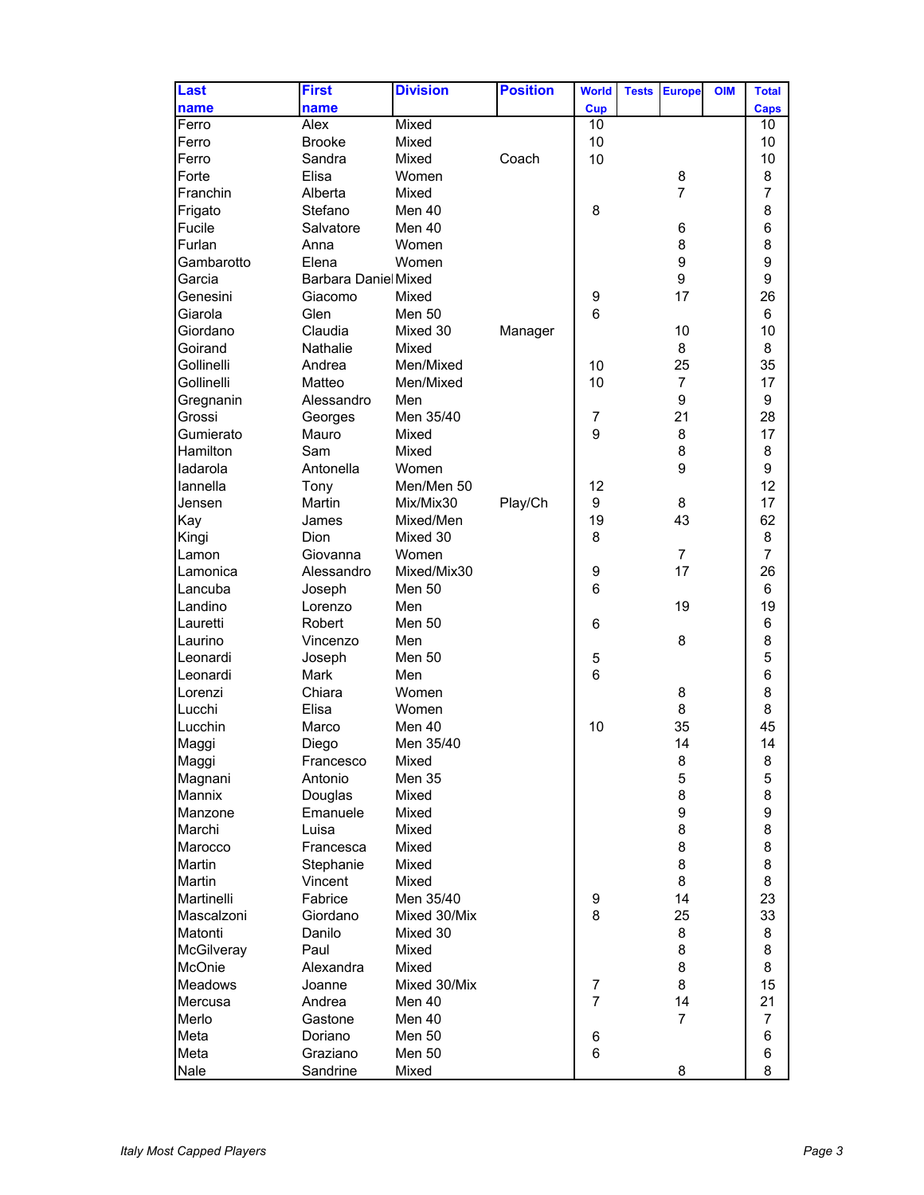| Last name | First name | Division | Position | World Cup | Tests | Europe | OIM | Total Caps |
|---|---|---|---|---|---|---|---|---|
| Ferro | Alex | Mixed | | 10 | | | | 10 |
| Ferro | Brooke | Mixed | | 10 | | | | 10 |
| Ferro | Sandra | Mixed | Coach | 10 | | | | 10 |
| Forte | Elisa | Women | | | | 8 | | 8 |
| Franchin | Alberta | Mixed | | | | 7 | | 7 |
| Frigato | Stefano | Men 40 | | 8 | | | | 8 |
| Fucile | Salvatore | Men 40 | | | | 6 | | 6 |
| Furlan | Anna | Women | | | | 8 | | 8 |
| Gambarotto | Elena | Women | | | | 9 | | 9 |
| Garcia | Barbara Daniel | Mixed | | | | 9 | | 9 |
| Genesini | Giacomo | Mixed | | 9 | | 17 | | 26 |
| Giarola | Glen | Men 50 | | 6 | | | | 6 |
| Giordano | Claudia | Mixed 30 | Manager | | | 10 | | 10 |
| Goirand | Nathalie | Mixed | | | | 8 | | 8 |
| Gollinelli | Andrea | Men/Mixed | | 10 | | 25 | | 35 |
| Gollinelli | Matteo | Men/Mixed | | 10 | | 7 | | 17 |
| Gregnanin | Alessandro | Men | | | | 9 | | 9 |
| Grossi | Georges | Men 35/40 | | 7 | | 21 | | 28 |
| Gumierato | Mauro | Mixed | | 9 | | 8 | | 17 |
| Hamilton | Sam | Mixed | | | | 8 | | 8 |
| Iadarola | Antonella | Women | | | | 9 | | 9 |
| Iannella | Tony | Men/Men 50 | | 12 | | | | 12 |
| Jensen | Martin | Mix/Mix30 | Play/Ch | 9 | | 8 | | 17 |
| Kay | James | Mixed/Men | | 19 | | 43 | | 62 |
| Kingi | Dion | Mixed 30 | | 8 | | | | 8 |
| Lamon | Giovanna | Women | | | | 7 | | 7 |
| Lamonica | Alessandro | Mixed/Mix30 | | 9 | | 17 | | 26 |
| Lancuba | Joseph | Men 50 | | 6 | | | | 6 |
| Landino | Lorenzo | Men | | | | 19 | | 19 |
| Lauretti | Robert | Men 50 | | 6 | | | | 6 |
| Laurino | Vincenzo | Men | | | | 8 | | 8 |
| Leonardi | Joseph | Men 50 | | 5 | | | | 5 |
| Leonardi | Mark | Men | | 6 | | | | 6 |
| Lorenzi | Chiara | Women | | | | 8 | | 8 |
| Lucchi | Elisa | Women | | | | 8 | | 8 |
| Lucchin | Marco | Men 40 | | 10 | | 35 | | 45 |
| Maggi | Diego | Men 35/40 | | | | 14 | | 14 |
| Maggi | Francesco | Mixed | | | | 8 | | 8 |
| Magnani | Antonio | Men 35 | | | | 5 | | 5 |
| Mannix | Douglas | Mixed | | | | 8 | | 8 |
| Manzone | Emanuele | Mixed | | | | 9 | | 9 |
| Marchi | Luisa | Mixed | | | | 8 | | 8 |
| Marocco | Francesca | Mixed | | | | 8 | | 8 |
| Martin | Stephanie | Mixed | | | | 8 | | 8 |
| Martin | Vincent | Mixed | | | | 8 | | 8 |
| Martinelli | Fabrice | Men 35/40 | | 9 | | 14 | | 23 |
| Mascalzoni | Giordano | Mixed 30/Mix | | 8 | | 25 | | 33 |
| Matonti | Danilo | Mixed 30 | | | | 8 | | 8 |
| McGilveray | Paul | Mixed | | | | 8 | | 8 |
| McOnie | Alexandra | Mixed | | | | 8 | | 8 |
| Meadows | Joanne | Mixed 30/Mix | | 7 | | 8 | | 15 |
| Mercusa | Andrea | Men 40 | | 7 | | 14 | | 21 |
| Merlo | Gastone | Men 40 | | | | 7 | | 7 |
| Meta | Doriano | Men 50 | | 6 | | | | 6 |
| Meta | Graziano | Men 50 | | 6 | | | | 6 |
| Nale | Sandrine | Mixed | | | | 8 | | 8 |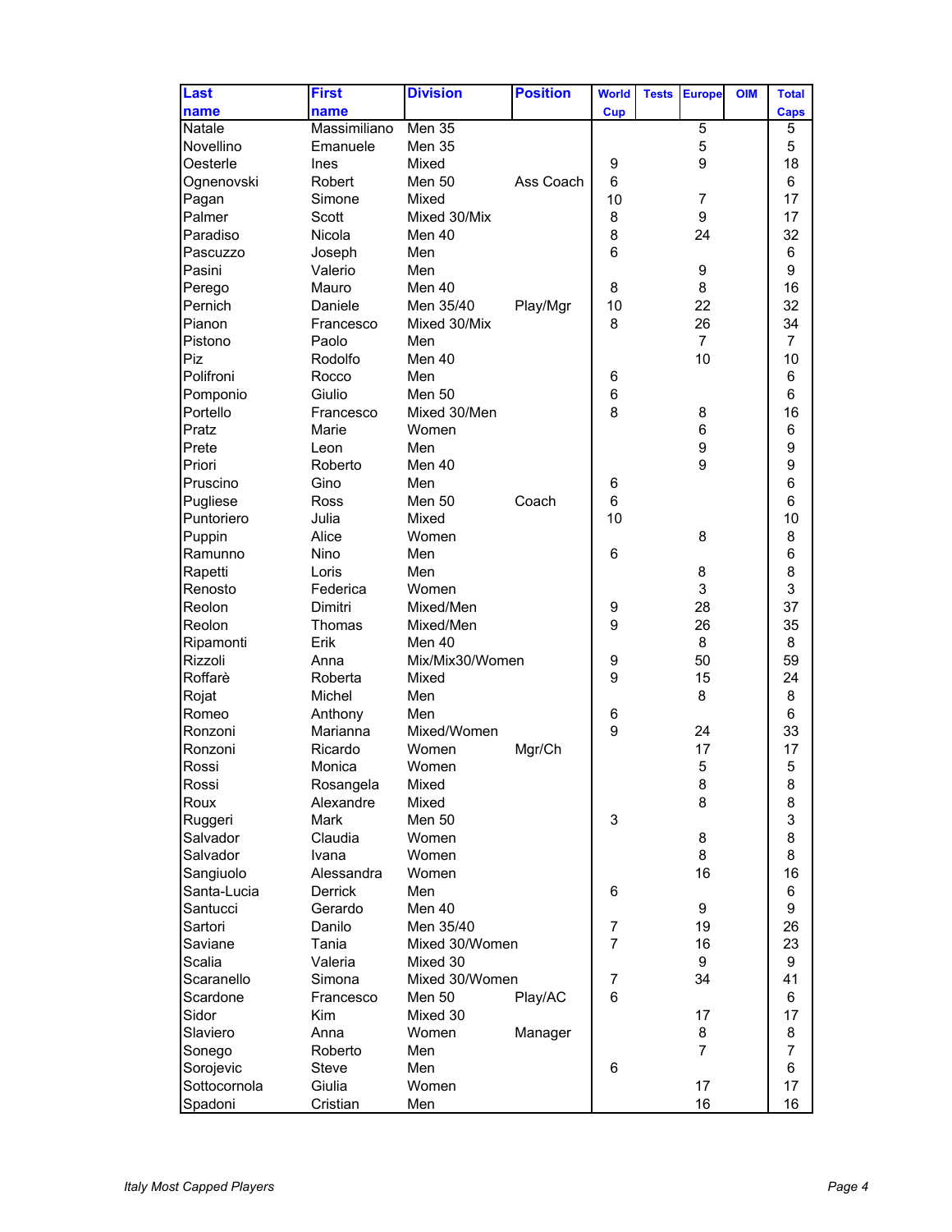| Last name | First name | Division | Position | World Cup | Tests | Europe | OIM | Total Caps |
|---|---|---|---|---|---|---|---|---|
| Natale | Massimiliano | Men 35 | | | | 5 | | 5 |
| Novellino | Emanuele | Men 35 | | | | 5 | | 5 |
| Oesterle | Ines | Mixed | | 9 | | 9 | | 18 |
| Ognenovski | Robert | Men 50 | Ass Coach | 6 | | | | 6 |
| Pagan | Simone | Mixed | | 10 | | 7 | | 17 |
| Palmer | Scott | Mixed 30/Mix | | 8 | | 9 | | 17 |
| Paradiso | Nicola | Men 40 | | 8 | | 24 | | 32 |
| Pascuzzo | Joseph | Men | | 6 | | | | 6 |
| Pasini | Valerio | Men | | | | 9 | | 9 |
| Perego | Mauro | Men 40 | | 8 | | 8 | | 16 |
| Pernich | Daniele | Men 35/40 | Play/Mgr | 10 | | 22 | | 32 |
| Pianon | Francesco | Mixed 30/Mix | | 8 | | 26 | | 34 |
| Pistono | Paolo | Men | | | | 7 | | 7 |
| Piz | Rodolfo | Men 40 | | | | 10 | | 10 |
| Polifroni | Rocco | Men | | 6 | | | | 6 |
| Pomponio | Giulio | Men 50 | | 6 | | | | 6 |
| Portello | Francesco | Mixed 30/Men | | 8 | | 8 | | 16 |
| Pratz | Marie | Women | | | | 6 | | 6 |
| Prete | Leon | Men | | | | 9 | | 9 |
| Priori | Roberto | Men 40 | | | | 9 | | 9 |
| Pruscino | Gino | Men | | 6 | | | | 6 |
| Pugliese | Ross | Men 50 | Coach | 6 | | | | 6 |
| Puntoriero | Julia | Mixed | | 10 | | | | 10 |
| Puppin | Alice | Women | | | | 8 | | 8 |
| Ramunno | Nino | Men | | 6 | | | | 6 |
| Rapetti | Loris | Men | | | | 8 | | 8 |
| Renosto | Federica | Women | | | | 3 | | 3 |
| Reolon | Dimitri | Mixed/Men | | 9 | | 28 | | 37 |
| Reolon | Thomas | Mixed/Men | | 9 | | 26 | | 35 |
| Ripamonti | Erik | Men 40 | | | | 8 | | 8 |
| Rizzoli | Anna | Mix/Mix30/Women | | 9 | | 50 | | 59 |
| Roffarè | Roberta | Mixed | | 9 | | 15 | | 24 |
| Rojat | Michel | Men | | | | 8 | | 8 |
| Romeo | Anthony | Men | | 6 | | | | 6 |
| Ronzoni | Marianna | Mixed/Women | | 9 | | 24 | | 33 |
| Ronzoni | Ricardo | Women | Mgr/Ch | | | 17 | | 17 |
| Rossi | Monica | Women | | | | 5 | | 5 |
| Rossi | Rosangela | Mixed | | | | 8 | | 8 |
| Roux | Alexandre | Mixed | | | | 8 | | 8 |
| Ruggeri | Mark | Men 50 | | 3 | | | | 3 |
| Salvador | Claudia | Women | | | | 8 | | 8 |
| Salvador | Ivana | Women | | | | 8 | | 8 |
| Sangiuolo | Alessandra | Women | | | | 16 | | 16 |
| Santa-Lucia | Derrick | Men | | 6 | | | | 6 |
| Santucci | Gerardo | Men 40 | | | | 9 | | 9 |
| Sartori | Danilo | Men 35/40 | | 7 | | 19 | | 26 |
| Saviane | Tania | Mixed 30/Women | | 7 | | 16 | | 23 |
| Scalia | Valeria | Mixed 30 | | | | 9 | | 9 |
| Scaranello | Simona | Mixed 30/Women | | 7 | | 34 | | 41 |
| Scardone | Francesco | Men 50 | Play/AC | 6 | | | | 6 |
| Sidor | Kim | Mixed 30 | | | | 17 | | 17 |
| Slaviero | Anna | Women | Manager | | | 8 | | 8 |
| Sonego | Roberto | Men | | | | 7 | | 7 |
| Sorojevic | Steve | Men | | 6 | | | | 6 |
| Sottocornola | Giulia | Women | | | | 17 | | 17 |
| Spadoni | Cristian | Men | | | | 16 | | 16 |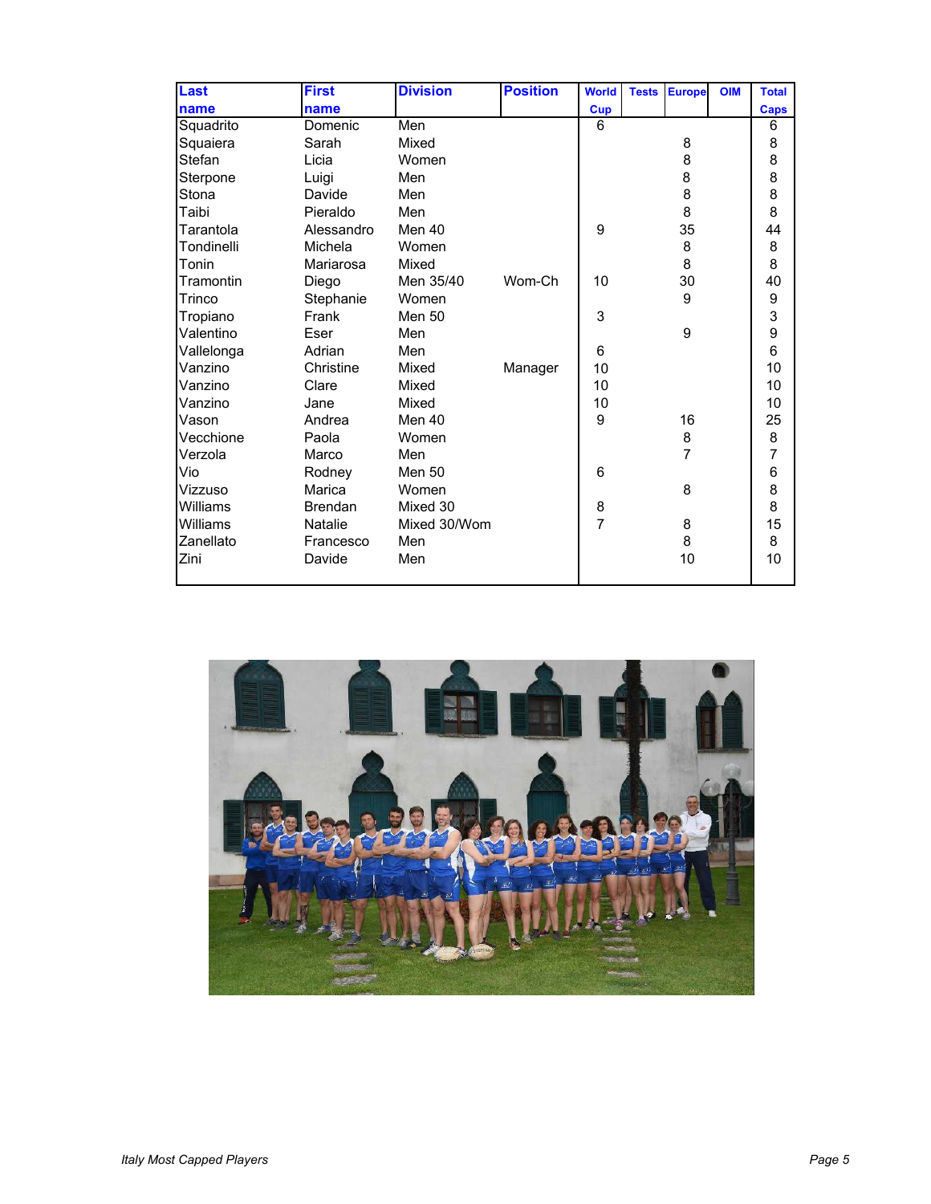| Last name | First name | Division | Position | World Cup | Tests | Europe | OIM | Total Caps |
|---|---|---|---|---|---|---|---|---|
| Squadrito | Domenic | Men | | 6 | | | | 6 |
| Squaiera | Sarah | Mixed | | | | 8 | | 8 |
| Stefan | Licia | Women | | | | 8 | | 8 |
| Sterpone | Luigi | Men | | | | 8 | | 8 |
| Stona | Davide | Men | | | | 8 | | 8 |
| Taibi | Pieraldo | Men | | | | 8 | | 8 |
| Tarantola | Alessandro | Men 40 | | 9 | | 35 | | 44 |
| Tondinelli | Michela | Women | | | | 8 | | 8 |
| Tonin | Mariarosa | Mixed | | | | 8 | | 8 |
| Tramontin | Diego | Men 35/40 | Wom-Ch | 10 | | 30 | | 40 |
| Trinco | Stephanie | Women | | | | 9 | | 9 |
| Tropiano | Frank | Men 50 | | 3 | | | | 3 |
| Valentino | Eser | Men | | | | 9 | | 9 |
| Vallelonga | Adrian | Men | | 6 | | | | 6 |
| Vanzino | Christine | Mixed | Manager | 10 | | | | 10 |
| Vanzino | Clare | Mixed | | 10 | | | | 10 |
| Vanzino | Jane | Mixed | | 10 | | | | 10 |
| Vason | Andrea | Men 40 | | 9 | | 16 | | 25 |
| Vecchione | Paola | Women | | | | 8 | | 8 |
| Verzola | Marco | Men | | | | 7 | | 7 |
| Vio | Rodney | Men 50 | | 6 | | | | 6 |
| Vizzuso | Marica | Women | | | | 8 | | 8 |
| Williams | Brendan | Mixed 30 | | 8 | | | | 8 |
| Williams | Natalie | Mixed 30/Wom | | 7 | | 8 | | 15 |
| Zanellato | Francesco | Men | | | | 8 | | 8 |
| Zini | Davide | Men | | | | 10 | | 10 |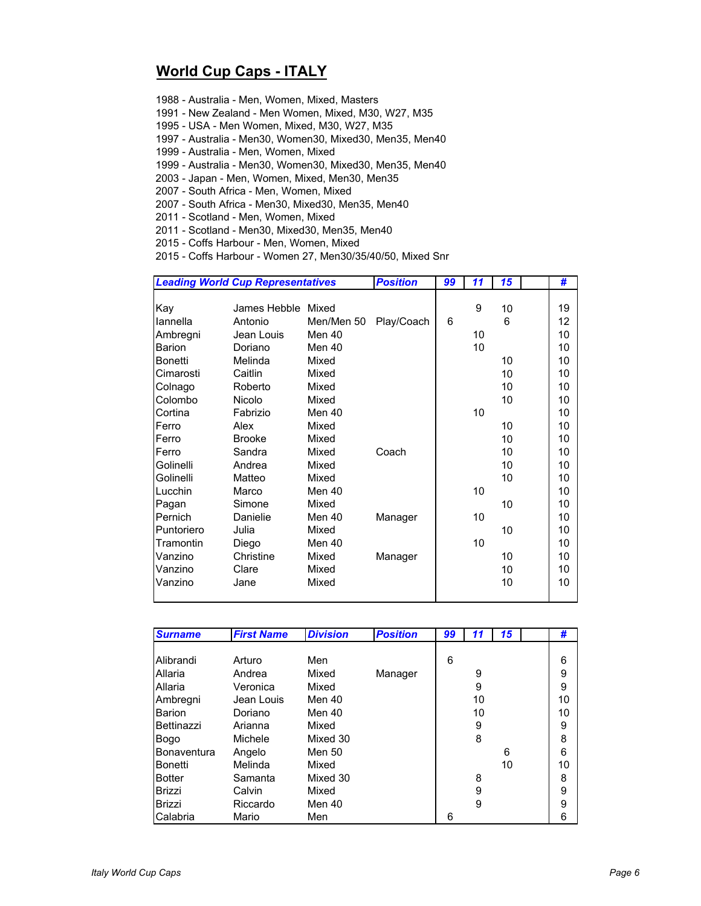## World Cup Caps - ITALY

1988 - Australia - Men, Women, Mixed, Masters
1991 - New Zealand - Men Women, Mixed, M30, W27, M35
1995 - USA - Men Women, Mixed, M30, W27, M35
1997 - Australia - Men30, Women30, Mixed30, Men35, Men40
1999 - Australia - Men, Women, Mixed
1999 - Australia - Men30, Women30, Mixed30, Men35, Men40
2003 - Japan - Men, Women, Mixed, Men30, Men35
2007 - South Africa - Men, Women, Mixed
2007 - South Africa - Men30, Mixed30, Men35, Men40
2011 - Scotland - Men, Women, Mixed
2011 - Scotland - Men30, Mixed30, Men35, Men40
2015 - Coffs Harbour - Men, Women, Mixed
2015 - Coffs Harbour - Women 27, Men30/35/40/50, Mixed Snr

| *Leading World Cup Representatives* | | | *Position* | *99* | *11* | *15* | | *#* |
|---|---|---|---|---|---|---|---|---|
| Kay | James Hebble | Mixed | | | 9 | 10 | | 19 |
| Iannella | Antonio | Men/Men 50 | Play/Coach | 6 | | 6 | | 12 |
| Ambregni | Jean Louis | Men 40 | | | 10 | | | 10 |
| Barion | Doriano | Men 40 | | | 10 | | | 10 |
| Bonetti | Melinda | Mixed | | | | 10 | | 10 |
| Cimarosti | Caitlin | Mixed | | | | 10 | | 10 |
| Colnago | Roberto | Mixed | | | | 10 | | 10 |
| Colombo | Nicolo | Mixed | | | | 10 | | 10 |
| Cortina | Fabrizio | Men 40 | | | 10 | | | 10 |
| Ferro | Alex | Mixed | | | | 10 | | 10 |
| Ferro | Brooke | Mixed | | | | 10 | | 10 |
| Ferro | Sandra | Mixed | Coach | | | 10 | | 10 |
| Golinelli | Andrea | Mixed | | | | 10 | | 10 |
| Golinelli | Matteo | Mixed | | | | 10 | | 10 |
| Lucchin | Marco | Men 40 | | | 10 | | | 10 |
| Pagan | Simone | Mixed | | | | 10 | | 10 |
| Pernich | Danielie | Men 40 | Manager | | 10 | | | 10 |
| Puntoriero | Julia | Mixed | | | | 10 | | 10 |
| Tramontin | Diego | Men 40 | | | 10 | | | 10 |
| Vanzino | Christine | Mixed | Manager | | | 10 | | 10 |
| Vanzino | Clare | Mixed | | | | 10 | | 10 |
| Vanzino | Jane | Mixed | | | | 10 | | 10 |

| *Surname* | *First Name* | *Division* | *Position* | *99* | *11* | *15* | | *#* |
|---|---|---|---|---|---|---|---|---|
| Alibrandi | Arturo | Men | | 6 | | | | 6 |
| Allaria | Andrea | Mixed | Manager | | 9 | | | 9 |
| Allaria | Veronica | Mixed | | | 9 | | | 9 |
| Ambregni | Jean Louis | Men 40 | | | 10 | | | 10 |
| Barion | Doriano | Men 40 | | | 10 | | | 10 |
| Bettinazzi | Arianna | Mixed | | | 9 | | | 9 |
| Bogo | Michele | Mixed 30 | | | 8 | | | 8 |
| Bonaventura | Angelo | Men 50 | | | | 6 | | 6 |
| Bonetti | Melinda | Mixed | | | | 10 | | 10 |
| Botter | Samanta | Mixed 30 | | | 8 | | | 8 |
| Brizzi | Calvin | Mixed | | | 9 | | | 9 |
| Brizzi | Riccardo | Men 40 | | | 9 | | | 9 |
| Calabria | Mario | Men | | 6 | | | | 6 |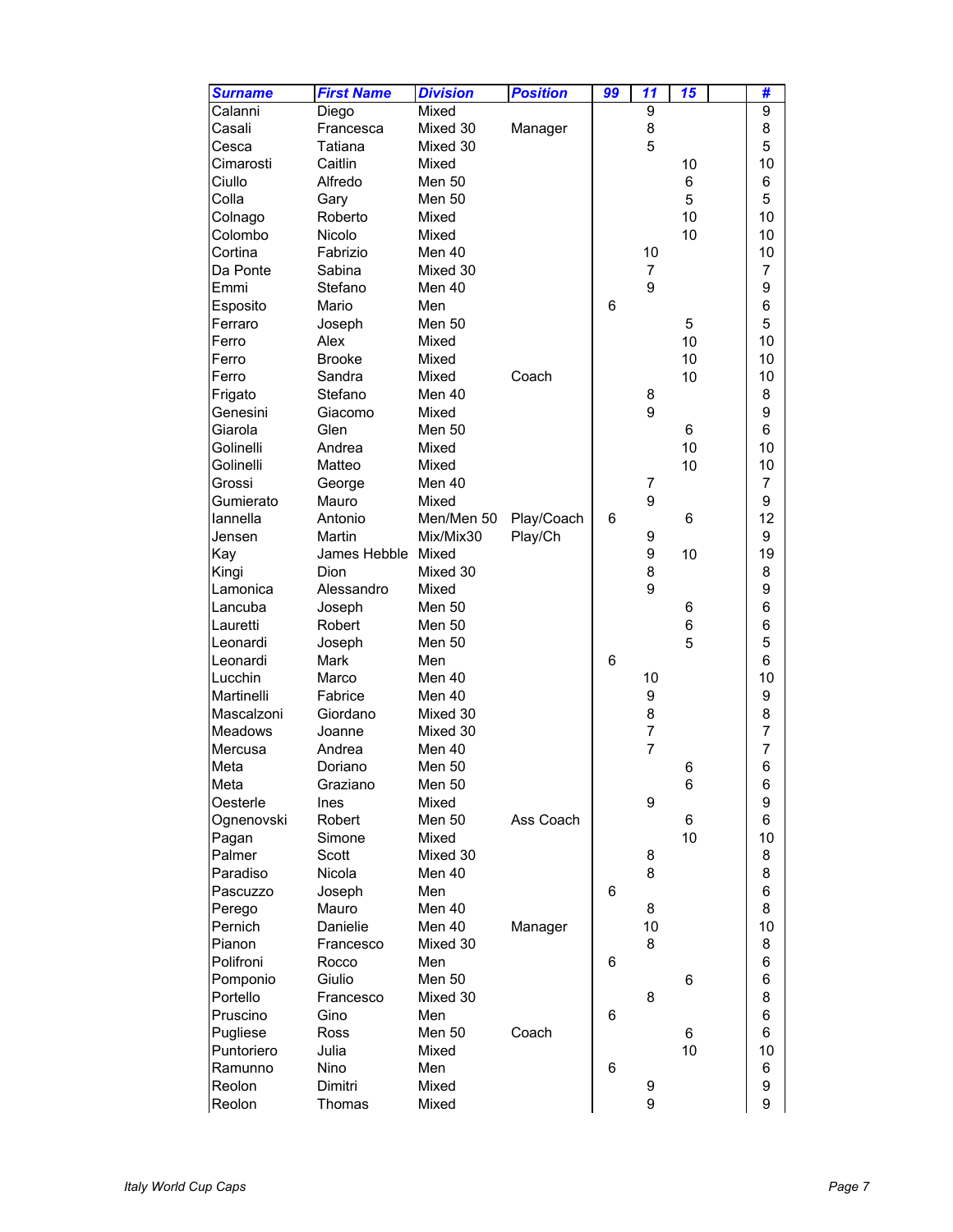| Surname | First Name | Division | Position | 99 | 11 | 15 | | # |
|---|---|---|---|---|---|---|---|---|
| Calanni | Diego | Mixed | | | 9 | | | 9 |
| Casali | Francesca | Mixed 30 | Manager | | 8 | | | 8 |
| Cesca | Tatiana | Mixed 30 | | | 5 | | | 5 |
| Cimarosti | Caitlin | Mixed | | | | 10 | | 10 |
| Ciullo | Alfredo | Men 50 | | | | 6 | | 6 |
| Colla | Gary | Men 50 | | | | 5 | | 5 |
| Colnago | Roberto | Mixed | | | | 10 | | 10 |
| Colombo | Nicolo | Mixed | | | | 10 | | 10 |
| Cortina | Fabrizio | Men 40 | | | 10 | | | 10 |
| Da Ponte | Sabina | Mixed 30 | | | 7 | | | 7 |
| Emmi | Stefano | Men 40 | | | 9 | | | 9 |
| Esposito | Mario | Men | | 6 | | | | 6 |
| Ferraro | Joseph | Men 50 | | | | 5 | | 5 |
| Ferro | Alex | Mixed | | | | 10 | | 10 |
| Ferro | Brooke | Mixed | | | | 10 | | 10 |
| Ferro | Sandra | Mixed | Coach | | | 10 | | 10 |
| Frigato | Stefano | Men 40 | | | 8 | | | 8 |
| Genesini | Giacomo | Mixed | | | 9 | | | 9 |
| Giarola | Glen | Men 50 | | | | 6 | | 6 |
| Golinelli | Andrea | Mixed | | | | 10 | | 10 |
| Golinelli | Matteo | Mixed | | | | 10 | | 10 |
| Grossi | George | Men 40 | | | 7 | | | 7 |
| Gumierato | Mauro | Mixed | | | 9 | | | 9 |
| Iannella | Antonio | Men/Men 50 | Play/Coach | 6 | | 6 | | 12 |
| Jensen | Martin | Mix/Mix30 | Play/Ch | | 9 | | | 9 |
| Kay | James Hebble | Mixed | | | 9 | 10 | | 19 |
| Kingi | Dion | Mixed 30 | | | 8 | | | 8 |
| Lamonica | Alessandro | Mixed | | | 9 | | | 9 |
| Lancuba | Joseph | Men 50 | | | | 6 | | 6 |
| Lauretti | Robert | Men 50 | | | | 6 | | 6 |
| Leonardi | Joseph | Men 50 | | | | 5 | | 5 |
| Leonardi | Mark | Men | | 6 | | | | 6 |
| Lucchin | Marco | Men 40 | | | 10 | | | 10 |
| Martinelli | Fabrice | Men 40 | | | 9 | | | 9 |
| Mascalzoni | Giordano | Mixed 30 | | | 8 | | | 8 |
| Meadows | Joanne | Mixed 30 | | | 7 | | | 7 |
| Mercusa | Andrea | Men 40 | | | 7 | | | 7 |
| Meta | Doriano | Men 50 | | | | 6 | | 6 |
| Meta | Graziano | Men 50 | | | | 6 | | 6 |
| Oesterle | Ines | Mixed | | | 9 | | | 9 |
| Ognenovski | Robert | Men 50 | Ass Coach | | | 6 | | 6 |
| Pagan | Simone | Mixed | | | | 10 | | 10 |
| Palmer | Scott | Mixed 30 | | | 8 | | | 8 |
| Paradiso | Nicola | Men 40 | | | 8 | | | 8 |
| Pascuzzo | Joseph | Men | | 6 | | | | 6 |
| Perego | Mauro | Men 40 | | | 8 | | | 8 |
| Pernich | Danielie | Men 40 | Manager | | 10 | | | 10 |
| Pianon | Francesco | Mixed 30 | | | 8 | | | 8 |
| Polifroni | Rocco | Men | | 6 | | | | 6 |
| Pomponio | Giulio | Men 50 | | | | 6 | | 6 |
| Portello | Francesco | Mixed 30 | | | 8 | | | 8 |
| Pruscino | Gino | Men | | 6 | | | | 6 |
| Pugliese | Ross | Men 50 | Coach | | | 6 | | 6 |
| Puntoriero | Julia | Mixed | | | | 10 | | 10 |
| Ramunno | Nino | Men | | 6 | | | | 6 |
| Reolon | Dimitri | Mixed | | | 9 | | | 9 |
| Reolon | Thomas | Mixed | | | 9 | | | 9 |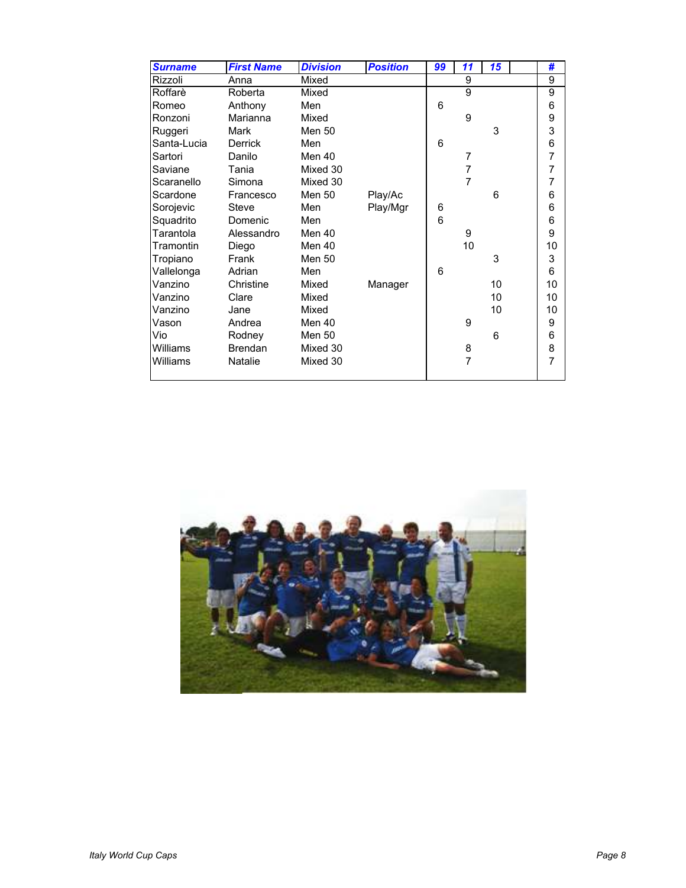| Surname | First Name | Division | Position | 99 | 11 | 15 | | # |
|---|---|---|---|---|---|---|---|---|
| Rizzoli | Anna | Mixed | | | 9 | | | 9 |
| Roffarè | Roberta | Mixed | | | 9 | | | 9 |
| Romeo | Anthony | Men | | 6 | | | | 6 |
| Ronzoni | Marianna | Mixed | | | 9 | | | 9 |
| Ruggeri | Mark | Men 50 | | | | 3 | | 3 |
| Santa-Lucia | Derrick | Men | | 6 | | | | 6 |
| Sartori | Danilo | Men 40 | | | 7 | | | 7 |
| Saviane | Tania | Mixed 30 | | | 7 | | | 7 |
| Scaranello | Simona | Mixed 30 | | | 7 | | | 7 |
| Scardone | Francesco | Men 50 | Play/Ac | | | 6 | | 6 |
| Sorojevic | Steve | Men | Play/Mgr | 6 | | | | 6 |
| Squadrito | Domenic | Men | | 6 | | | | 6 |
| Tarantola | Alessandro | Men 40 | | | 9 | | | 9 |
| Tramontin | Diego | Men 40 | | | 10 | | | 10 |
| Tropiano | Frank | Men 50 | | | | 3 | | 3 |
| Vallelonga | Adrian | Men | | 6 | | | | 6 |
| Vanzino | Christine | Mixed | Manager | | | 10 | | 10 |
| Vanzino | Clare | Mixed | | | | 10 | | 10 |
| Vanzino | Jane | Mixed | | | | 10 | | 10 |
| Vason | Andrea | Men 40 | | | 9 | | | 9 |
| Vio | Rodney | Men 50 | | | | 6 | | 6 |
| Williams | Brendan | Mixed 30 | | | 8 | | | 8 |
| Williams | Natalie | Mixed 30 | | | 7 | | | 7 |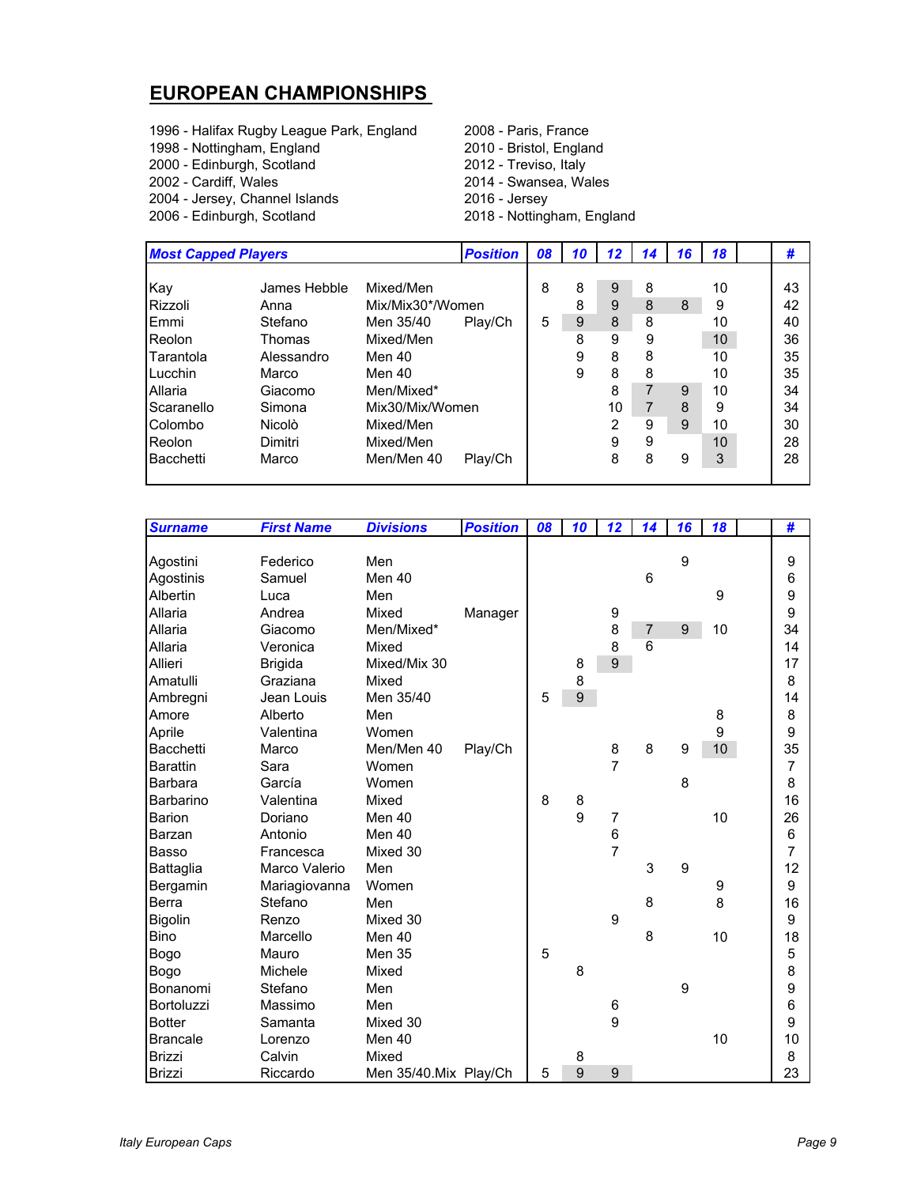## EUROPEAN CHAMPIONSHIPS

1996 - Halifax Rugby League Park, England
1998 - Nottingham, England
2000 - Edinburgh, Scotland
2002 - Cardiff, Wales
2004 - Jersey, Channel Islands
2006 - Edinburgh, Scotland
2008 - Paris, France
2010 - Bristol, England
2012 - Treviso, Italy
2014 - Swansea, Wales
2016 - Jersey
2018 - Nottingham, England

| *Most Capped Players* | | | *Position* | *08* | *10* | *12* | *14* | *16* | *18* | | *#* |
|---|---|---|---|---|---|---|---|---|---|---|---|
| Kay | James Hebble | Mixed/Men | | 8 | 8 | 9 | 8 | | 10 | | 43 |
| Rizzoli | Anna | Mix/Mix30*/Women | | | 8 | 9 | 8 | 8 | 9 | | 42 |
| Emmi | Stefano | Men 35/40 | Play/Ch | 5 | 9 | 8 | 8 | | 10 | | 40 |
| Reolon | Thomas | Mixed/Men | | | 8 | 9 | 9 | | 10 | | 36 |
| Tarantola | Alessandro | Men 40 | | | 9 | 8 | 8 | | 10 | | 35 |
| Lucchin | Marco | Men 40 | | | 9 | 8 | 8 | | 10 | | 35 |
| Allaria | Giacomo | Men/Mixed* | | | | 8 | 7 | 9 | 10 | | 34 |
| Scaranello | Simona | Mix30/Mix/Women | | | | 10 | 7 | 8 | 9 | | 34 |
| Colombo | Nicolò | Mixed/Men | | | | 2 | 9 | 9 | 10 | | 30 |
| Reolon | Dimitri | Mixed/Men | | | | 9 | 9 | | 10 | | 28 |
| Bacchetti | Marco | Men/Men 40 | Play/Ch | | | 8 | 8 | 9 | 3 | | 28 |

| *Surname* | *First Name* | *Divisions* | *Position* | *08* | *10* | *12* | *14* | *16* | *18* | | *#* |
|---|---|---|---|---|---|---|---|---|---|---|---|
| Agostini | Federico | Men | | | | | | 9 | | | 9 |
| Agostinis | Samuel | Men 40 | | | | | 6 | | | | 6 |
| Albertin | Luca | Men | | | | | | | 9 | | 9 |
| Allaria | Andrea | Mixed | Manager | | | 9 | | | | | 9 |
| Allaria | Giacomo | Men/Mixed* | | | | 8 | 7 | 9 | 10 | | 34 |
| Allaria | Veronica | Mixed | | | | 8 | 6 | | | | 14 |
| Allieri | Brigida | Mixed/Mix 30 | | | 8 | 9 | | | | | 17 |
| Amatulli | Graziana | Mixed | | | 8 | | | | | | 8 |
| Ambregni | Jean Louis | Men 35/40 | | 5 | 9 | | | | | | 14 |
| Amore | Alberto | Men | | | | | | | 8 | | 8 |
| Aprile | Valentina | Women | | | | | | | 9 | | 9 |
| Bacchetti | Marco | Men/Men 40 | Play/Ch | | | 8 | 8 | 9 | 10 | | 35 |
| Barattin | Sara | Women | | | | 7 | | | | | 7 |
| Barbara | García | Women | | | | | | 8 | | | 8 |
| Barbarino | Valentina | Mixed | | 8 | 8 | | | | | | 16 |
| Barion | Doriano | Men 40 | | | 9 | 7 | | | 10 | | 26 |
| Barzan | Antonio | Men 40 | | | | 6 | | | | | 6 |
| Basso | Francesca | Mixed 30 | | | | 7 | | | | | 7 |
| Battaglia | Marco Valerio | Men | | | | | 3 | 9 | | | 12 |
| Bergamin | Mariagiovanna | Women | | | | | | | 9 | | 9 |
| Berra | Stefano | Men | | | | | 8 | | 8 | | 16 |
| Bigolin | Renzo | Mixed 30 | | | | 9 | | | | | 9 |
| Bino | Marcello | Men 40 | | | | | 8 | | 10 | | 18 |
| Bogo | Mauro | Men 35 | | 5 | | | | | | | 5 |
| Bogo | Michele | Mixed | | | 8 | | | | | | 8 |
| Bonanomi | Stefano | Men | | | | | | 9 | | | 9 |
| Bortoluzzi | Massimo | Men | | | | 6 | | | | | 6 |
| Botter | Samanta | Mixed 30 | | | | 9 | | | | | 9 |
| Brancale | Lorenzo | Men 40 | | | | | | | 10 | | 10 |
| Brizzi | Calvin | Mixed | | | 8 | | | | | | 8 |
| Brizzi | Riccardo | Men 35/40.Mix | Play/Ch | 5 | 9 | 9 | | | | | 23 |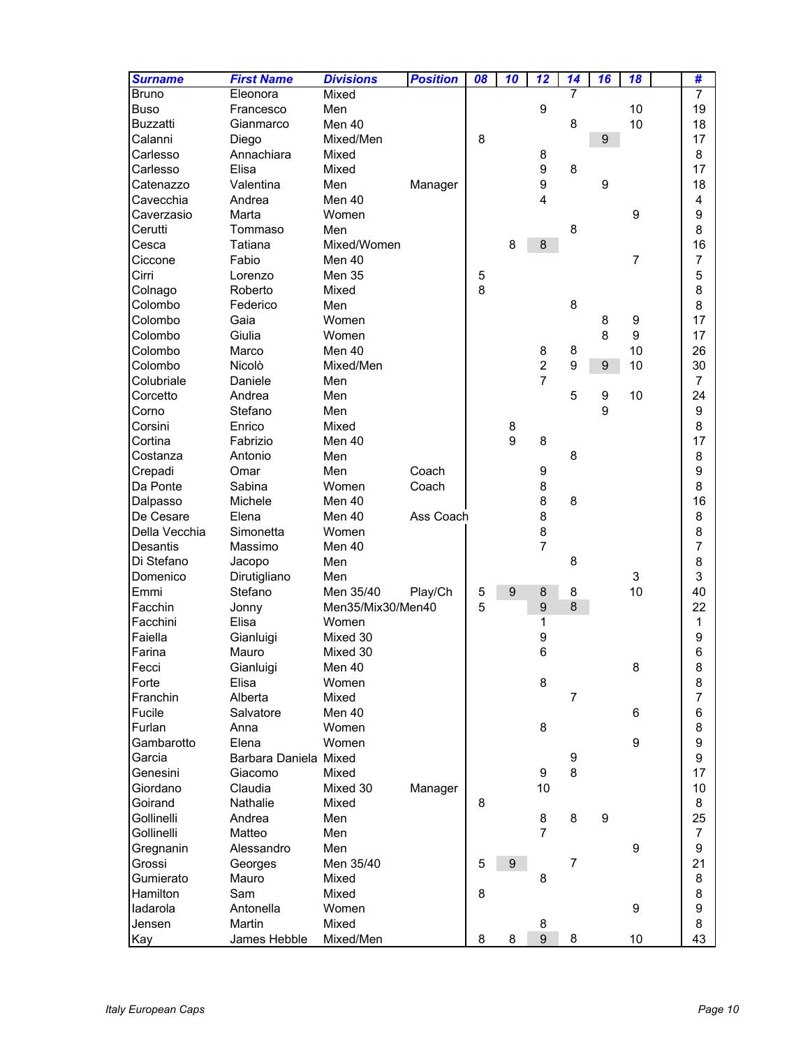| Surname | First Name | Divisions | Position | 08 | 10 | 12 | 14 | 16 | 18 | | # |
|---|---|---|---|---|---|---|---|---|---|---|---|
| Bruno | Eleonora | Mixed | | | | | 7 | | | | 7 |
| Buso | Francesco | Men | | | | 9 | | | 10 | | 19 |
| Buzzatti | Gianmarco | Men 40 | | | | | 8 | | 10 | | 18 |
| Calanni | Diego | Mixed/Men | | 8 | | | | 9 | | | 17 |
| Carlesso | Annachiara | Mixed | | | | 8 | | | | | 8 |
| Carlesso | Elisa | Mixed | | | | 9 | 8 | | | | 17 |
| Catenazzo | Valentina | Men | Manager | | | 9 | | 9 | | | 18 |
| Cavecchia | Andrea | Men 40 | | | | 4 | | | | | 4 |
| Caverzasio | Marta | Women | | | | | | | 9 | | 9 |
| Cerutti | Tommaso | Men | | | | | 8 | | | | 8 |
| Cesca | Tatiana | Mixed/Women | | | 8 | 8 | | | | | 16 |
| Ciccone | Fabio | Men 40 | | | | | | | 7 | | 7 |
| Cirri | Lorenzo | Men 35 | | 5 | | | | | | | 5 |
| Colnago | Roberto | Mixed | | 8 | | | | | | | 8 |
| Colombo | Federico | Men | | | | | 8 | | | | 8 |
| Colombo | Gaia | Women | | | | | | 8 | 9 | | 17 |
| Colombo | Giulia | Women | | | | | | 8 | 9 | | 17 |
| Colombo | Marco | Men 40 | | | | 8 | 8 | | 10 | | 26 |
| Colombo | Nicolò | Mixed/Men | | | | 2 | 9 | 9 | 10 | | 30 |
| Colubriale | Daniele | Men | | | | 7 | | | | | 7 |
| Corcetto | Andrea | Men | | | | | 5 | 9 | 10 | | 24 |
| Corno | Stefano | Men | | | | | | 9 | | | 9 |
| Corsini | Enrico | Mixed | | | 8 | | | | | | 8 |
| Cortina | Fabrizio | Men 40 | | | 9 | 8 | | | | | 17 |
| Costanza | Antonio | Men | | | | | 8 | | | | 8 |
| Crepadi | Omar | Men | Coach | | | 9 | | | | | 9 |
| Da Ponte | Sabina | Women | Coach | | | 8 | | | | | 8 |
| Dalpasso | Michele | Men 40 | | | | 8 | 8 | | | | 16 |
| De Cesare | Elena | Men 40 | Ass Coach | | | 8 | | | | | 8 |
| Della Vecchia | Simonetta | Women | | | | 8 | | | | | 8 |
| Desantis | Massimo | Men 40 | | | | 7 | | | | | 7 |
| Di Stefano | Jacopo | Men | | | | | 8 | | | | 8 |
| Domenico | Dirutigliano | Men | | | | | | | 3 | | 3 |
| Emmi | Stefano | Men 35/40 | Play/Ch | 5 | 9 | 8 | 8 | | 10 | | 40 |
| Facchin | Jonny | Men35/Mix30/Men40 | | 5 | | 9 | 8 | | | | 22 |
| Facchini | Elisa | Women | | | | 1 | | | | | 1 |
| Faiella | Gianluigi | Mixed 30 | | | | 9 | | | | | 9 |
| Farina | Mauro | Mixed 30 | | | | 6 | | | | | 6 |
| Fecci | Gianluigi | Men 40 | | | | | | | 8 | | 8 |
| Forte | Elisa | Women | | | | 8 | | | | | 8 |
| Franchin | Alberta | Mixed | | | | | 7 | | | | 7 |
| Fucile | Salvatore | Men 40 | | | | | | | 6 | | 6 |
| Furlan | Anna | Women | | | | 8 | | | | | 8 |
| Gambarotto | Elena | Women | | | | | | | 9 | | 9 |
| Garcia | Barbara Daniela | Mixed | | | | | 9 | | | | 9 |
| Genesini | Giacomo | Mixed | | | | 9 | 8 | | | | 17 |
| Giordano | Claudia | Mixed 30 | Manager | | | 10 | | | | | 10 |
| Goirand | Nathalie | Mixed | | 8 | | | | | | | 8 |
| Gollinelli | Andrea | Men | | | | 8 | 8 | 9 | | | 25 |
| Gollinelli | Matteo | Men | | | | 7 | | | | | 7 |
| Gregnanin | Alessandro | Men | | | | | | | 9 | | 9 |
| Grossi | Georges | Men 35/40 | | 5 | 9 | | 7 | | | | 21 |
| Gumierato | Mauro | Mixed | | | | 8 | | | | | 8 |
| Hamilton | Sam | Mixed | | 8 | | | | | | | 8 |
| Iadarola | Antonella | Women | | | | | | | 9 | | 9 |
| Jensen | Martin | Mixed | | | | 8 | | | | | 8 |
| Kay | James Hebble | Mixed/Men | | 8 | 8 | 9 | 8 | | 10 | | 43 |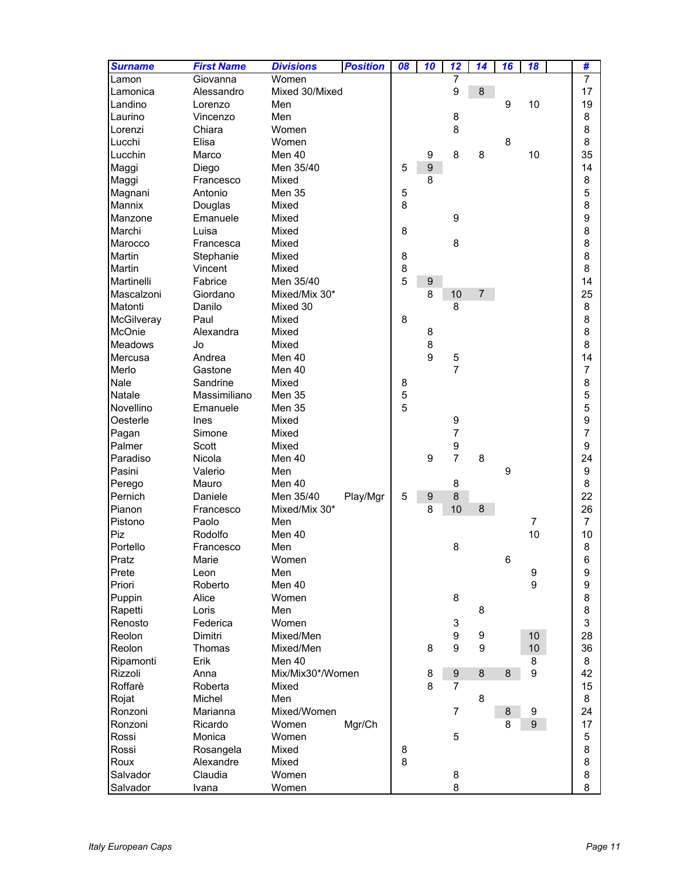| Surname | First Name | Divisions | Position | 08 | 10 | 12 | 14 | 16 | 18 | | # |
|---|---|---|---|---|---|---|---|---|---|---|---|
| Lamon | Giovanna | Women | | | | 7 | | | | | 7 |
| Lamonica | Alessandro | Mixed 30/Mixed | | | | 9 | 8 | | | | 17 |
| Landino | Lorenzo | Men | | | | | | 9 | 10 | | 19 |
| Laurino | Vincenzo | Men | | | | 8 | | | | | 8 |
| Lorenzi | Chiara | Women | | | | 8 | | | | | 8 |
| Lucchi | Elisa | Women | | | | | | 8 | | | 8 |
| Lucchin | Marco | Men 40 | | | 9 | 8 | 8 | | 10 | | 35 |
| Maggi | Diego | Men 35/40 | | 5 | 9 | | | | | | 14 |
| Maggi | Francesco | Mixed | | | 8 | | | | | | 8 |
| Magnani | Antonio | Men 35 | | 5 | | | | | | | 5 |
| Mannix | Douglas | Mixed | | 8 | | | | | | | 8 |
| Manzone | Emanuele | Mixed | | | | 9 | | | | | 9 |
| Marchi | Luisa | Mixed | | 8 | | | | | | | 8 |
| Marocco | Francesca | Mixed | | | | 8 | | | | | 8 |
| Martin | Stephanie | Mixed | | 8 | | | | | | | 8 |
| Martin | Vincent | Mixed | | 8 | | | | | | | 8 |
| Martinelli | Fabrice | Men 35/40 | | 5 | 9 | | | | | | 14 |
| Mascalzoni | Giordano | Mixed/Mix 30* | | | 8 | 10 | 7 | | | | 25 |
| Matonti | Danilo | Mixed 30 | | | | 8 | | | | | 8 |
| McGilveray | Paul | Mixed | | 8 | | | | | | | 8 |
| McOnie | Alexandra | Mixed | | | 8 | | | | | | 8 |
| Meadows | Jo | Mixed | | | 8 | | | | | | 8 |
| Mercusa | Andrea | Men 40 | | | 9 | 5 | | | | | 14 |
| Merlo | Gastone | Men 40 | | | | 7 | | | | | 7 |
| Nale | Sandrine | Mixed | | 8 | | | | | | | 8 |
| Natale | Massimiliano | Men 35 | | 5 | | | | | | | 5 |
| Novellino | Emanuele | Men 35 | | 5 | | | | | | | 5 |
| Oesterle | Ines | Mixed | | | | 9 | | | | | 9 |
| Pagan | Simone | Mixed | | | | 7 | | | | | 7 |
| Palmer | Scott | Mixed | | | | 9 | | | | | 9 |
| Paradiso | Nicola | Men 40 | | | 9 | 7 | 8 | | | | 24 |
| Pasini | Valerio | Men | | | | | | 9 | | | 9 |
| Perego | Mauro | Men 40 | | | | 8 | | | | | 8 |
| Pernich | Daniele | Men 35/40 | Play/Mgr | 5 | 9 | 8 | | | | | 22 |
| Pianon | Francesco | Mixed/Mix 30* | | | 8 | 10 | 8 | | | | 26 |
| Pistono | Paolo | Men | | | | | | | 7 | | 7 |
| Piz | Rodolfo | Men 40 | | | | | | | 10 | | 10 |
| Portello | Francesco | Men | | | | 8 | | | | | 8 |
| Pratz | Marie | Women | | | | | | 6 | | | 6 |
| Prete | Leon | Men | | | | | | | 9 | | 9 |
| Priori | Roberto | Men 40 | | | | | | | 9 | | 9 |
| Puppin | Alice | Women | | | | 8 | | | | | 8 |
| Rapetti | Loris | Men | | | | | 8 | | | | 8 |
| Renosto | Federica | Women | | | | 3 | | | | | 3 |
| Reolon | Dimitri | Mixed/Men | | | | 9 | 9 | | 10 | | 28 |
| Reolon | Thomas | Mixed/Men | | | 8 | 9 | 9 | | 10 | | 36 |
| Ripamonti | Erik | Men 40 | | | | | | | 8 | | 8 |
| Rizzoli | Anna | Mix/Mix30*/Women | | | 8 | 9 | 8 | 8 | 9 | | 42 |
| Roffarè | Roberta | Mixed | | | 8 | 7 | | | | | 15 |
| Rojat | Michel | Men | | | | | 8 | | | | 8 |
| Ronzoni | Marianna | Mixed/Women | | | | 7 | | 8 | 9 | | 24 |
| Ronzoni | Ricardo | Women | Mgr/Ch | | | | | 8 | 9 | | 17 |
| Rossi | Monica | Women | | | | 5 | | | | | 5 |
| Rossi | Rosangela | Mixed | | 8 | | | | | | | 8 |
| Roux | Alexandre | Mixed | | 8 | | | | | | | 8 |
| Salvador | Claudia | Women | | | | 8 | | | | | 8 |
| Salvador | Ivana | Women | | | | 8 | | | | | 8 |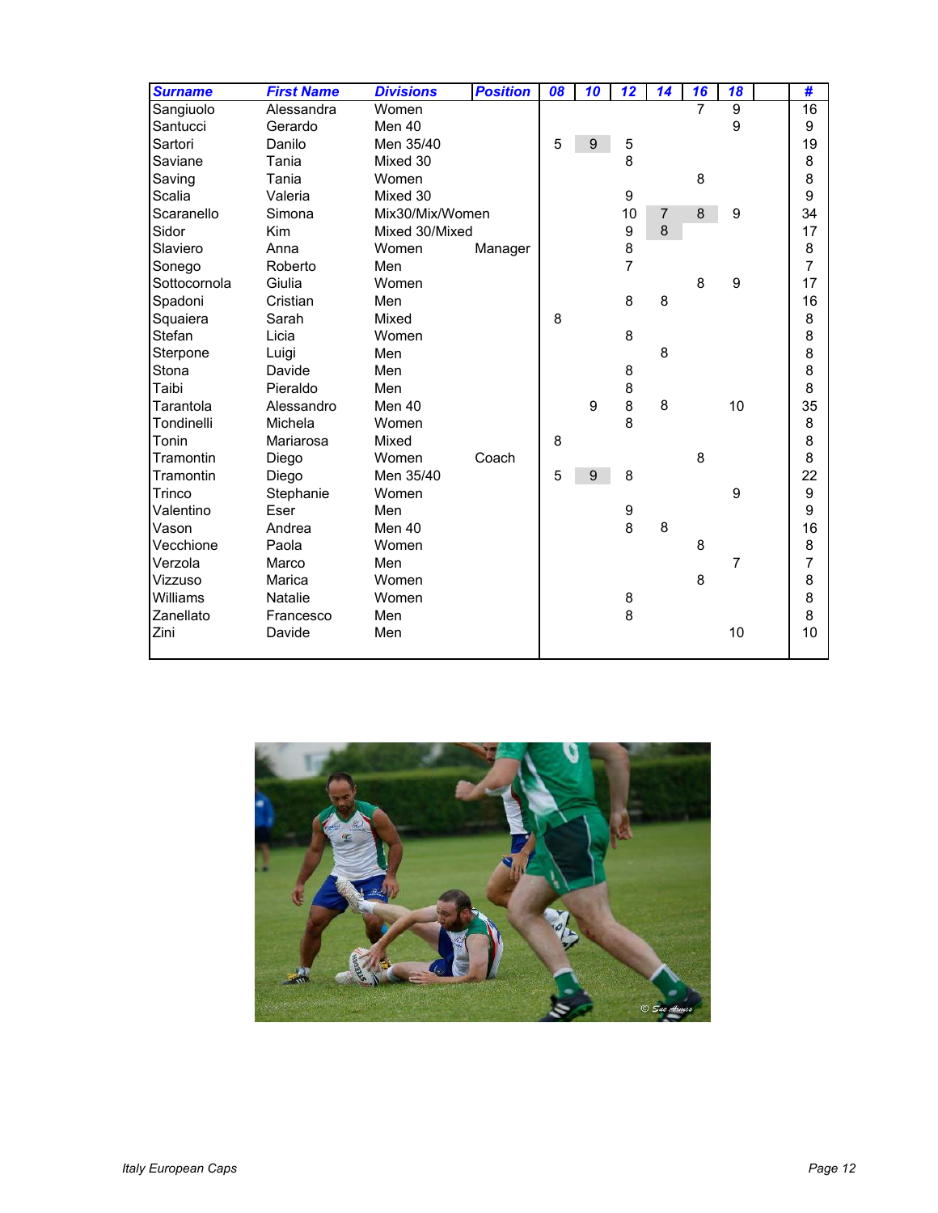| Surname | First Name | Divisions | Position | 08 | 10 | 12 | 14 | 16 | 18 | | # |
|---|---|---|---|---|---|---|---|---|---|---|---|
| Sangiuolo | Alessandra | Women | | | | | | 7 | 9 | | 16 |
| Santucci | Gerardo | Men 40 | | | | | | | 9 | | 9 |
| Sartori | Danilo | Men 35/40 | | 5 | 9 | 5 | | | | | 19 |
| Saviane | Tania | Mixed 30 | | | | 8 | | | | | 8 |
| Saving | Tania | Women | | | | | | 8 | | | 8 |
| Scalia | Valeria | Mixed 30 | | | | 9 | | | | | 9 |
| Scaranello | Simona | Mix30/Mix/Women | | | | 10 | 7 | 8 | 9 | | 34 |
| Sidor | Kim | Mixed 30/Mixed | | | | 9 | 8 | | | | 17 |
| Slaviero | Anna | Women | Manager | | | 8 | | | | | 8 |
| Sonego | Roberto | Men | | | | 7 | | | | | 7 |
| Sottocornola | Giulia | Women | | | | | | 8 | 9 | | 17 |
| Spadoni | Cristian | Men | | | | 8 | 8 | | | | 16 |
| Squaiera | Sarah | Mixed | | 8 | | | | | | | 8 |
| Stefan | Licia | Women | | | | 8 | | | | | 8 |
| Sterpone | Luigi | Men | | | | | 8 | | | | 8 |
| Stona | Davide | Men | | | | 8 | | | | | 8 |
| Taibi | Pieraldo | Men | | | | 8 | | | | | 8 |
| Tarantola | Alessandro | Men 40 | | | 9 | 8 | 8 | | 10 | | 35 |
| Tondinelli | Michela | Women | | | | 8 | | | | | 8 |
| Tonin | Mariarosa | Mixed | | 8 | | | | | | | 8 |
| Tramontin | Diego | Women | Coach | | | | | 8 | | | 8 |
| Tramontin | Diego | Men 35/40 | | 5 | 9 | 8 | | | | | 22 |
| Trinco | Stephanie | Women | | | | | | | 9 | | 9 |
| Valentino | Eser | Men | | | | 9 | | | | | 9 |
| Vason | Andrea | Men 40 | | | | 8 | 8 | | | | 16 |
| Vecchione | Paola | Women | | | | | | 8 | | | 8 |
| Verzola | Marco | Men | | | | | | | 7 | | 7 |
| Vizzuso | Marica | Women | | | | | | 8 | | | 8 |
| Williams | Natalie | Women | | | | 8 | | | | | 8 |
| Zanellato | Francesco | Men | | | | 8 | | | | | 8 |
| Zini | Davide | Men | | | | | | | 10 | | 10 |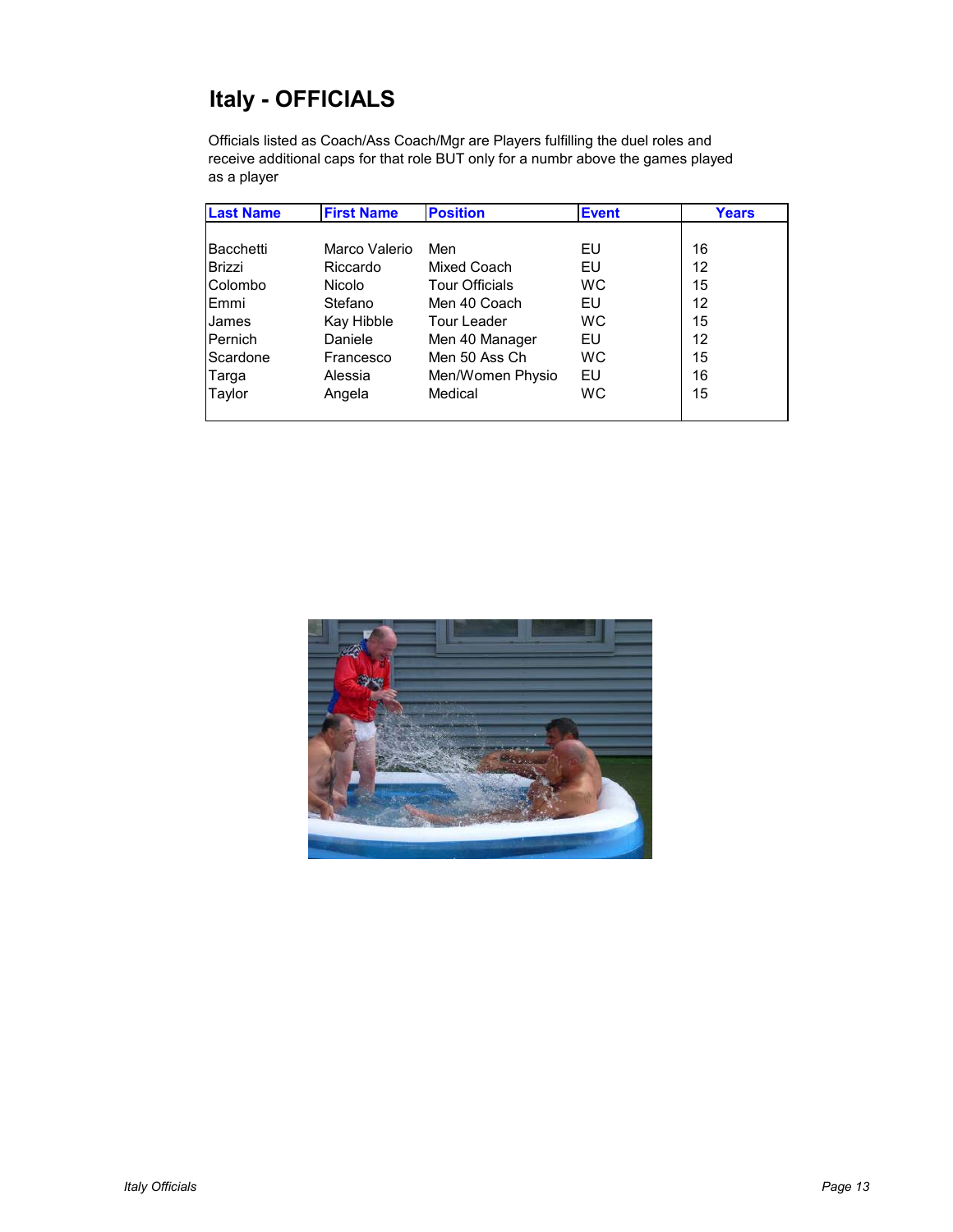# Italy - OFFICIALS

Officials listed as Coach/Ass Coach/Mgr are Players fulfilling the duel roles and receive additional caps for that role BUT only for a numbr above the games played as a player

| Last Name | First Name | Position | Event | Years |
|---|---|---|---|---|
| Bacchetti | Marco Valerio | Men | EU | 16 |
| Brizzi | Riccardo | Mixed Coach | EU | 12 |
| Colombo | Nicolo | Tour Officials | WC | 15 |
| Emmi | Stefano | Men 40 Coach | EU | 12 |
| James | Kay Hibble | Tour Leader | WC | 15 |
| Pernich | Daniele | Men 40 Manager | EU | 12 |
| Scardone | Francesco | Men 50 Ass Ch | WC | 15 |
| Targa | Alessia | Men/Women Physio | EU | 16 |
| Taylor | Angela | Medical | WC | 15 |